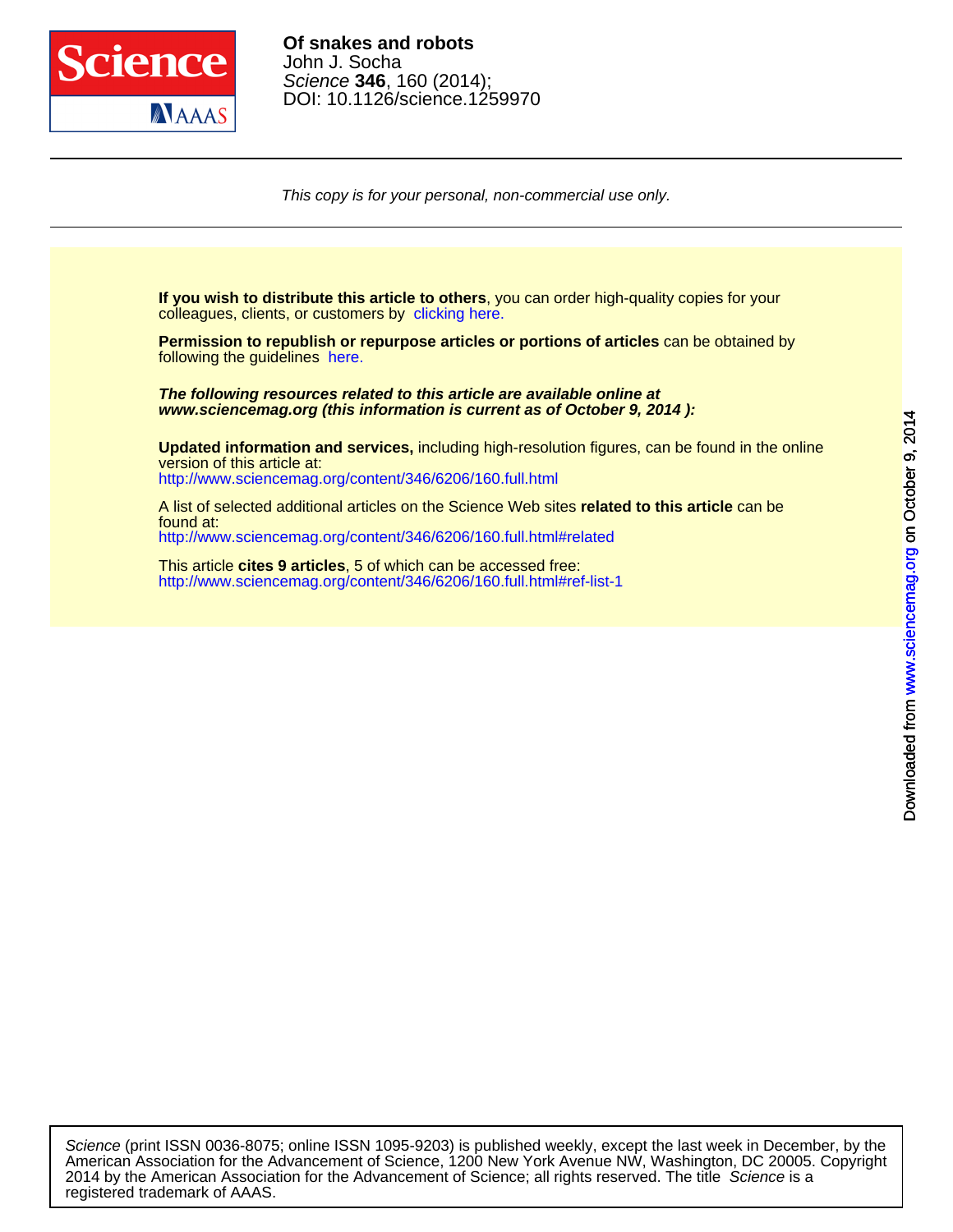**Of snakes and robots**
John J. Socha
*Science* **346**, 160 (2014);
DOI: 10.1126/science.1259970

*This copy is for your personal, non-commercial use only.*

**If you wish to distribute this article to others**, you can order high-quality copies for your colleagues, clients, or customers by clicking here.

**Permission to republish or repurpose articles or portions of articles** can be obtained by following the guidelines here.

***The following resources related to this article are available online at www.sciencemag.org (this information is current as of October 9, 2014 ):***

**Updated information and services,** including high-resolution figures, can be found in the online version of this article at:
http://www.sciencemag.org/content/346/6206/160.full.html

A list of selected additional articles on the Science Web sites **related to this article** can be found at:
http://www.sciencemag.org/content/346/6206/160.full.html#related

This article **cites 9 articles**, 5 of which can be accessed free:
http://www.sciencemag.org/content/346/6206/160.full.html#ref-list-1

*Science* (print ISSN 0036-8075; online ISSN 1095-9203) is published weekly, except the last week in December, by the American Association for the Advancement of Science, 1200 New York Avenue NW, Washington, DC 20005. Copyright 2014 by the American Association for the Advancement of Science; all rights reserved. The title *Science* is a registered trademark of AAAS.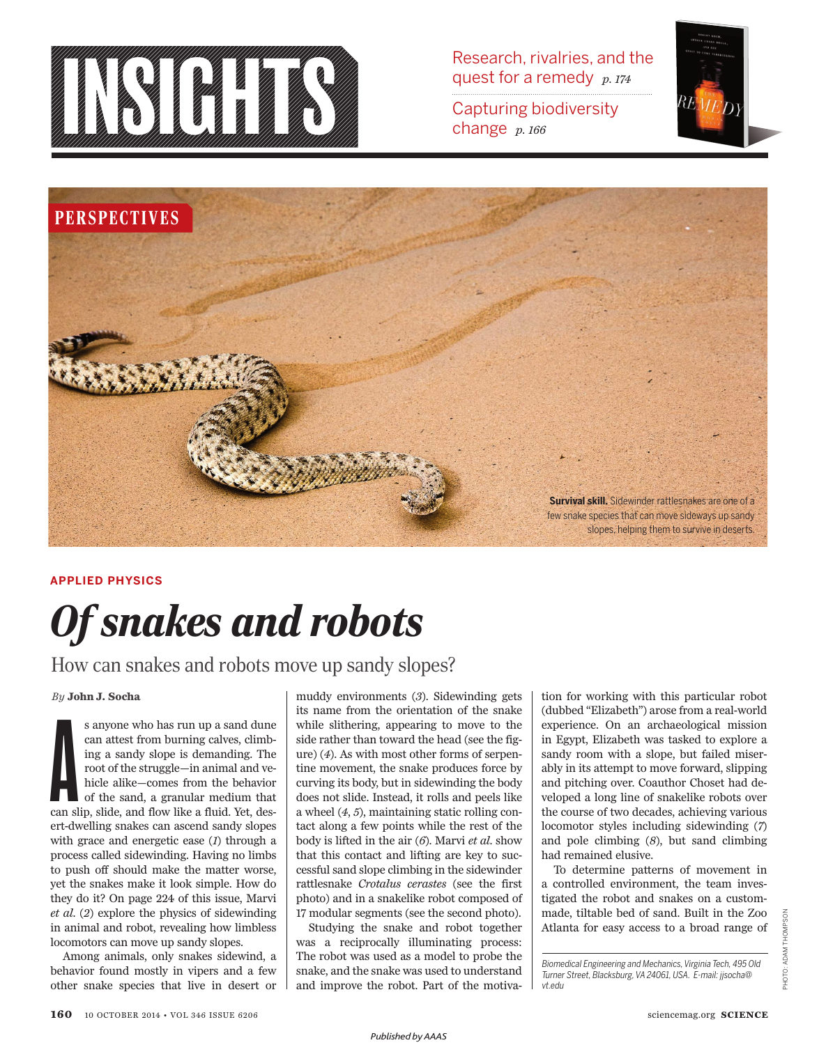# INSIGHTS

Research, rivalries, and the quest for a remedy *p. 174*

Capturing biodiversity change *p. 166*

## PERSPECTIVES

**Survival skill.** Sidewinder rattlesnakes are one of a few snake species that can move sideways up sandy slopes, helping them to survive in deserts.

APPLIED PHYSICS

# *Of snakes and robots*

How can snakes and robots move up sandy slopes?

*By* **John J. Socha**

As anyone who has run up a sand dune can attest from burning calves, climbing a sandy slope is demanding. The root of the struggle—in animal and vehicle alike—comes from the behavior of the sand, a granular medium that can slip, slide, and flow like a fluid. Yet, desert-dwelling snakes can ascend sandy slopes with grace and energetic ease (*1*) through a process called sidewinding. Having no limbs to push off should make the matter worse, yet the snakes make it look simple. How do they do it? On page 224 of this issue, Marvi *et al.* (*2*) explore the physics of sidewinding in animal and robot, revealing how limbless locomotors can move up sandy slopes.

Among animals, only snakes sidewind, a behavior found mostly in vipers and a few other snake species that live in desert or muddy environments (*3*). Sidewinding gets its name from the orientation of the snake while slithering, appearing to move to the side rather than toward the head (see the figure) (*4*). As with most other forms of serpentine movement, the snake produces force by curving its body, but in sidewinding the body does not slide. Instead, it rolls and peels like a wheel (*4*, *5*), maintaining static rolling contact along a few points while the rest of the body is lifted in the air (*6*). Marvi *et al.* show that this contact and lifting are key to successful sand slope climbing in the sidewinder rattlesnake *Crotalus cerastes* (see the first photo) and in a snakelike robot composed of 17 modular segments (see the second photo).

Studying the snake and robot together was a reciprocally illuminating process: The robot was used as a model to probe the snake, and the snake was used to understand and improve the robot. Part of the motivation for working with this particular robot (dubbed "Elizabeth") arose from a real-world experience. On an archaeological mission in Egypt, Elizabeth was tasked to explore a sandy room with a slope, but failed miserably in its attempt to move forward, slipping and pitching over. Coauthor Choset had developed a long line of snakelike robots over the course of two decades, achieving various locomotor styles including sidewinding (*7*) and pole climbing (*8*), but sand climbing had remained elusive.

To determine patterns of movement in a controlled environment, the team investigated the robot and snakes on a custom-made, tiltable bed of sand. Built in the Zoo Atlanta for easy access to a broad range of

Biomedical Engineering and Mechanics, Virginia Tech, 495 Old Turner Street, Blacksburg, VA 24061, USA. E-mail: jjsocha@vt.edu

PHOTO: ADAM THOMPSON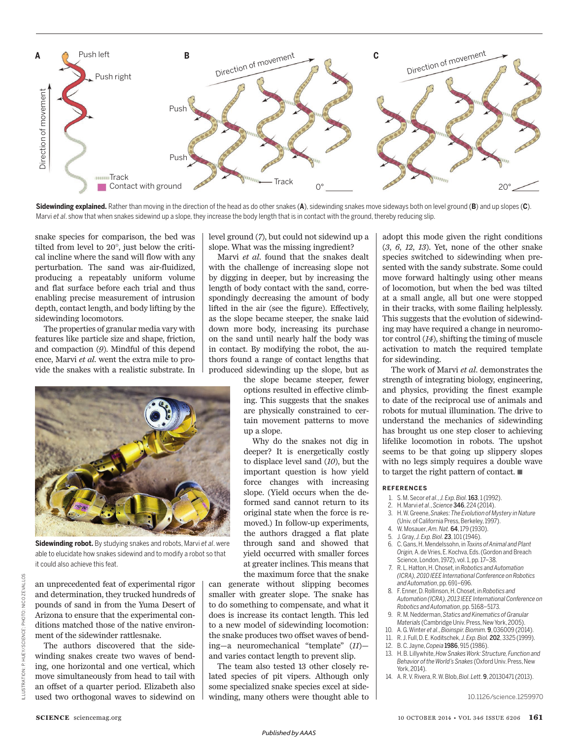A

Push left

Push right

Direction of movement

Track

Contact with ground

B

Direction of movement

Push

Push

Track

0°

C

Direction of movement

20°

**Sidewinding explained.** Rather than moving in the direction of the head as do other snakes (**A**), sidewinding snakes move sideways both on level ground (**B**) and up slopes (**C**). Marvi *et al*. show that when snakes sidewind up a slope, they increase the body length that is in contact with the ground, thereby reducing slip.

snake species for comparison, the bed was tilted from level to 20°, just below the critical incline where the sand will flow with any perturbation. The sand was air-fluidized, producing a repeatably uniform volume and compaction and flat surface before each trial and thus enabling precise measurement of intrusion depth, contact length, and body lifting by the sidewinding locomotors.

The properties of granular media vary with features like particle size and shape, friction, and compaction (*9*). Mindful of this dependence, Marvi *et al*. went the extra mile to provide the snakes with a realistic substrate. In an unprecedented feat of experimental rigor and determination, they trucked hundreds of pounds of sand in from the Yuma Desert of Arizona to ensure that the experimental conditions matched those of the native environment of the sidewinder rattlesnake.

The authors discovered that the sidewinding snakes create two waves of bending, one horizontal and one vertical, which move simultaneously from head to tail with an offset of a quarter period. Elizabeth also used two orthogonal waves to sidewind on level ground (*7*), but could not sidewind up a slope. What was the missing ingredient?

Marvi *et al*. found that the snakes dealt with the challenge of increasing slope not by digging in deeper, but by increasing the length of body contact with the sand, correspondingly decreasing the amount of body lifted in the air (see the figure). Effectively, as the slope became steeper, the snake laid down more body, increasing its purchase on the sand until nearly half the body was in contact. By modifying the robot, the authors found a range of contact lengths that produced sidewinding up the slope, but as the slope became steeper, fewer options resulted in effective climbing. This suggests that the snakes are physically constrained to certain movement patterns to move up a slope.

Why do the snakes not dig in deeper? It is energetically costly to displace level sand (*10*), but the important question is how yield force changes with increasing slope. (Yield occurs when the deformed sand cannot return to its original state when the force is removed.) In follow-up experiments, the authors dragged a flat plate through sand and showed that yield occurred with smaller forces at greater inclines. This means that the maximum force that the snake can generate without slipping becomes smaller with greater slope. The snake has to do something to compensate, and what it does is increase its contact length. This led to a new model of sidewinding locomotion: the snake produces two offset waves of bending—a neuromechanical "template" (*11*)—and varies contact length to prevent slip.

**Sidewinding robot.** By studying snakes and robots, Marvi *et al*. were able to elucidate how snakes sidewind and to modify a robot so that it could also achieve this feat.

The team also tested 13 other closely related species of pit vipers. Although only some specialized snake species excel at sidewinding, many others were thought able to adopt this mode given the right conditions (*3*, *6*, *12*, *13*). Yet, none of the other snake species switched to sidewinding when presented with the sandy substrate. Some could move forward haltingly using other means of locomotion, but when the bed was tilted at a small angle, all but one were stopped in their tracks, with some flailing helplessly. This suggests that the evolution of sidewinding may have required a change in neuromotor control (*14*), shifting the timing of muscle activation to match the required template for sidewinding.

The work of Marvi *et al*. demonstrates the strength of integrating biology, engineering, and physics, providing the finest example to date of the reciprocal use of animals and robots for mutual illumination. The drive to understand the mechanics of sidewinding has brought us one step closer to achieving lifelike locomotion in robots. The upshot seems to be that going up slippery slopes with no legs simply requires a double wave to target the right pattern of contact. ■

### REFERENCES

1. S. M. Secor *et al*., *J. Exp. Biol.* **163**, 1 (1992).
2. H. Marvi *et al*., *Science* **346**, 224 (2014).
3. H. W. Greene, *Snakes: The Evolution of Mystery in Nature* (Univ. of California Press, Berkeley, 1997).
4. W. Mosauer, *Am. Nat.* **64**, 179 (1930).
5. J. Gray, *J. Exp. Biol.* **23**, 101 (1946).
6. C. Gans, H. Mendelssohn, in *Toxins of Animal and Plant Origin*, A. de Vries, E. Kochva, Eds. (Gordon and Breach Science, London, 1972), vol. 1, pp. 17–38.
7. R. L. Hatton, H. Choset, in *Robotics and Automation (ICRA), 2010 IEEE International Conference on Robotics and Automation*, pp. 691–696.
8. F. Enner, D. Rollinson, H. Choset, in *Robotics and Automation (ICRA), 2013 IEEE International Conference on Robotics and Automation*, pp. 5168–5173.
9. R. M. Nedderman, *Statics and Kinematics of Granular Materials* (Cambridge Univ. Press, New York, 2005).
10. A. G. Winter *et al*., *Bioinspir. Biomim.* **9**, 036009 (2014).
11. R. J. Full, D. E. Koditschek, *J. Exp. Biol.* **202**, 3325 (1999).
12. B. C. Jayne, *Copeia* **1986**, 915 (1986).
13. H. B. Lillywhite, *How Snakes Work: Structure, Function and Behavior of the World's Snakes* (Oxford Univ. Press, New York, 2014).
14. A. R. V. Rivera, R. W. Blob, *Biol. Lett.* **9**, 20130471 (2013).

10.1126/science.1259970